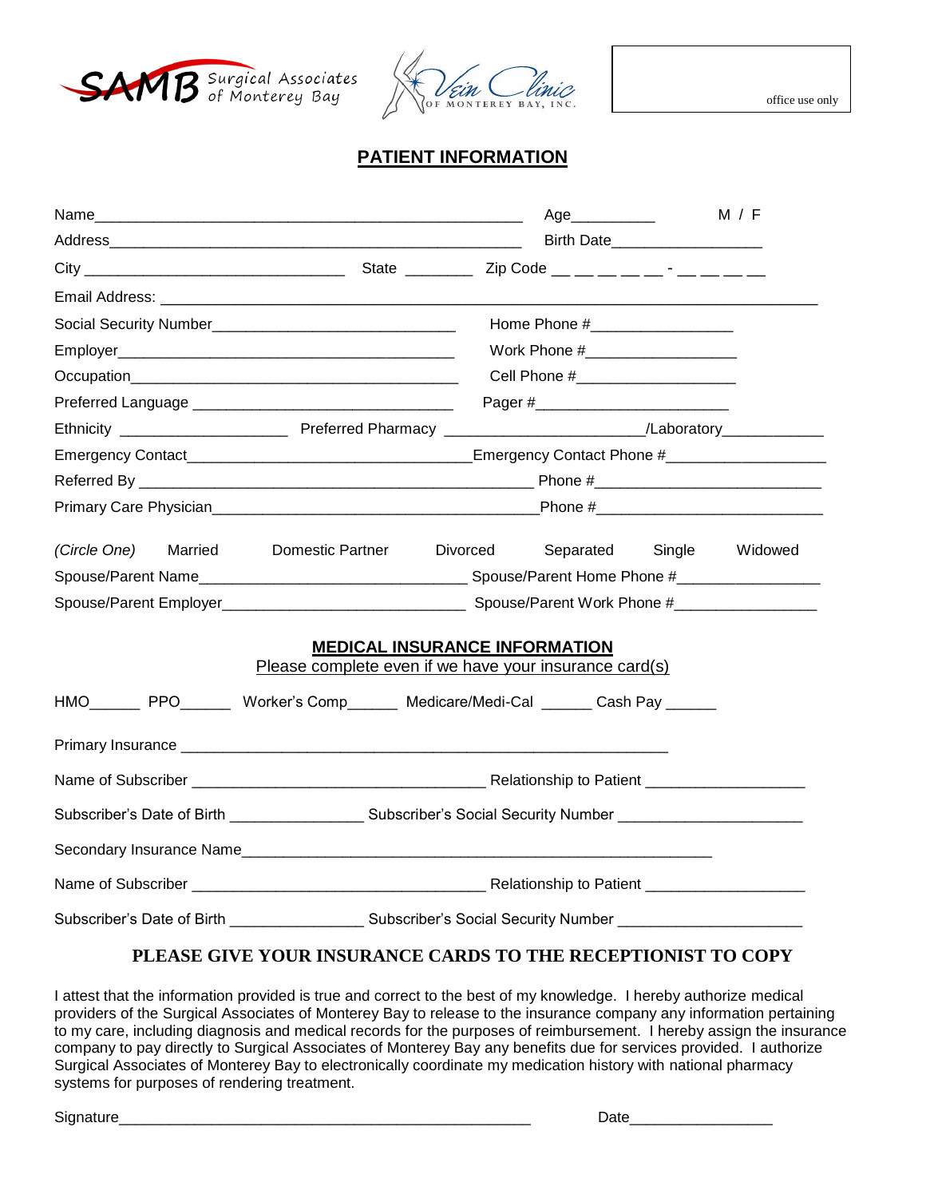SAMB Surgical Associates of Monterey Bay

Vein Clinic OF MONTEREY BAY, INC.

office use only

# PATIENT INFORMATION

Name_______________________________________________ Age_________ M / F

Address_____________________________________________ Birth Date_________________

City ______________________________ State ________ Zip Code __ __ __ __ __ - __ __ __ __

Email Address: ______________________________________________________________________

Social Security Number___________________________ Home Phone #________________

Employer______________________________________ Work Phone #_________________

Occupation_____________________________________ Cell Phone #__________________

Preferred Language ______________________________ Pager #______________________

Ethnicity ___________________ Preferred Pharmacy ______________________/Laboratory___________

Emergency Contact________________________________Emergency Contact Phone #__________________

Referred By _____________________________________________ Phone #_________________________

Primary Care Physician_____________________________________Phone #_________________________

*(Circle One)* Married Domestic Partner Divorced Separated Single Widowed

Spouse/Parent Name______________________________ Spouse/Parent Home Phone #________________

Spouse/Parent Employer___________________________ Spouse/Parent Work Phone #________________

## MEDICAL INSURANCE INFORMATION

Please complete even if we have your insurance card(s)

HMO______ PPO______ Worker's Comp______ Medicare/Medi-Cal ______ Cash Pay ______

Primary Insurance _________________________________________________________

Name of Subscriber _________________________________ Relationship to Patient __________________

Subscriber's Date of Birth _______________ Subscriber's Social Security Number _____________________

Secondary Insurance Name______________________________________________________

Name of Subscriber _________________________________ Relationship to Patient __________________

Subscriber's Date of Birth _______________ Subscriber's Social Security Number _____________________

**PLEASE GIVE YOUR INSURANCE CARDS TO THE RECEPTIONIST TO COPY**

I attest that the information provided is true and correct to the best of my knowledge. I hereby authorize medical providers of the Surgical Associates of Monterey Bay to release to the insurance company any information pertaining to my care, including diagnosis and medical records for the purposes of reimbursement. I hereby assign the insurance company to pay directly to Surgical Associates of Monterey Bay any benefits due for services provided. I authorize Surgical Associates of Monterey Bay to electronically coordinate my medication history with national pharmacy systems for purposes of rendering treatment.

Signature_______________________________________________ Date________________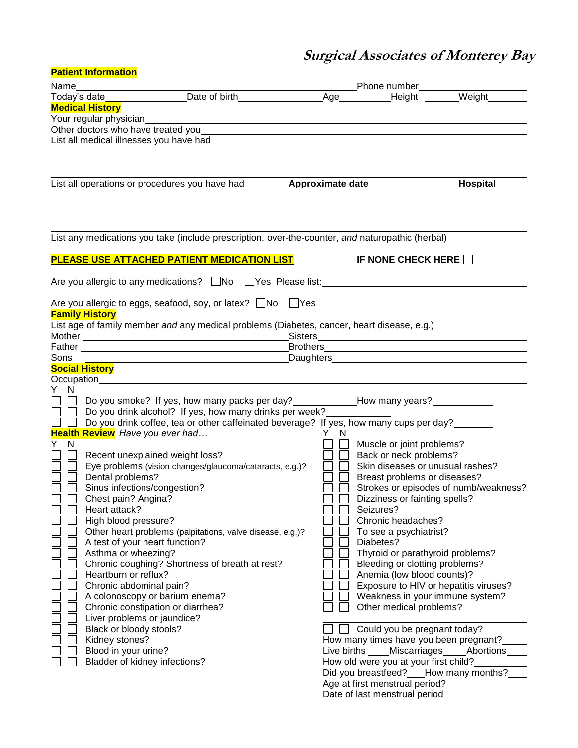# *Surgical Associates of Monterey Bay*

**Patient Information**

Name \_\_\_\_\_\_\_\_\_\_\_\_\_\_\_\_\_\_\_\_ Phone number \_\_\_\_\_\_\_\_\_\_

Today's date \_\_\_\_\_\_\_\_ Date of birth \_\_\_\_\_\_\_\_ Age \_\_\_\_\_ Height \_\_\_\_\_ Weight \_\_\_\_\_

**Medical History**

Your regular physician \_\_\_\_\_\_\_\_\_\_\_\_\_\_\_\_\_\_\_\_

Other doctors who have treated you \_\_\_\_\_\_\_\_\_\_\_\_\_\_\_\_\_\_\_\_

List all medical illnesses you have had

\_\_\_\_\_\_\_\_\_\_\_\_\_\_\_\_\_\_\_\_

\_\_\_\_\_\_\_\_\_\_\_\_\_\_\_\_\_\_\_\_

| List all operations or procedures you have had | **Approximate date** | **Hospital** |
|---|---|---|
| | | |
| | | |
| | | |

List any medications you take (include prescription, over-the-counter, *and* naturopathic (herbal)

**PLEASE USE ATTACHED PATIENT MEDICATION LIST** **IF NONE CHECK HERE** ☐

Are you allergic to any medications? ☐No ☐Yes Please list: \_\_\_\_\_\_\_\_\_\_\_\_\_\_\_\_\_\_\_\_

Are you allergic to eggs, seafood, soy, or latex? ☐No ☐Yes \_\_\_\_\_\_\_\_\_\_\_\_\_\_\_\_\_\_\_\_

**Family History**

List age of family member *and* any medical problems (Diabetes, cancer, heart disease, e.g.)

Mother \_\_\_\_\_\_\_\_\_\_\_\_\_\_\_\_\_\_\_\_ Sisters \_\_\_\_\_\_\_\_\_\_\_\_\_\_\_\_\_\_\_\_

Father \_\_\_\_\_\_\_\_\_\_\_\_\_\_\_\_\_\_\_\_ Brothers \_\_\_\_\_\_\_\_\_\_\_\_\_\_\_\_\_\_\_\_

Sons \_\_\_\_\_\_\_\_\_\_\_\_\_\_\_\_\_\_\_\_ Daughters \_\_\_\_\_\_\_\_\_\_\_\_\_\_\_\_\_\_\_\_

**Social History**

Occupation \_\_\_\_\_\_\_\_\_\_\_\_\_\_\_\_\_\_\_\_

| Y | N | |
|---|---|---|
| ☐ | ☐ | Do you smoke? If yes, how many packs per day? \_\_\_\_\_\_ How many years? \_\_\_\_\_\_ |
| ☐ | ☐ | Do you drink alcohol? If yes, how many drinks per week? \_\_\_\_\_\_ |
| ☐ | ☐ | Do you drink coffee, tea or other caffeinated beverage? If yes, how many cups per day? \_\_\_\_\_\_ |

**Health Review** *Have you ever had…*

| Y | N | |
|---|---|---|
| ☐ | ☐ | Recent unexplained weight loss? |
| ☐ | ☐ | Eye problems (vision changes/glaucoma/cataracts, e.g.)? |
| ☐ | ☐ | Dental problems? |
| ☐ | ☐ | Sinus infections/congestion? |
| ☐ | ☐ | Chest pain? Angina? |
| ☐ | ☐ | Heart attack? |
| ☐ | ☐ | High blood pressure? |
| ☐ | ☐ | Other heart problems (palpitations, valve disease, e.g.)? |
| ☐ | ☐ | A test of your heart function? |
| ☐ | ☐ | Asthma or wheezing? |
| ☐ | ☐ | Chronic coughing? Shortness of breath at rest? |
| ☐ | ☐ | Heartburn or reflux? |
| ☐ | ☐ | Chronic abdominal pain? |
| ☐ | ☐ | A colonoscopy or barium enema? |
| ☐ | ☐ | Chronic constipation or diarrhea? |
| ☐ | ☐ | Liver problems or jaundice? |
| ☐ | ☐ | Black or bloody stools? |
| ☐ | ☐ | Kidney stones? |
| ☐ | ☐ | Blood in your urine? |
| ☐ | ☐ | Bladder of kidney infections? |

| Y | N | |
|---|---|---|
| ☐ | ☐ | Muscle or joint problems? |
| ☐ | ☐ | Back or neck problems? |
| ☐ | ☐ | Skin diseases or unusual rashes? |
| ☐ | ☐ | Breast problems or diseases? |
| ☐ | ☐ | Strokes or episodes of numb/weakness? |
| ☐ | ☐ | Dizziness or fainting spells? |
| ☐ | ☐ | Seizures? |
| ☐ | ☐ | Chronic headaches? |
| ☐ | ☐ | To see a psychiatrist? |
| ☐ | ☐ | Diabetes? |
| ☐ | ☐ | Thyroid or parathyroid problems? |
| ☐ | ☐ | Bleeding or clotting problems? |
| ☐ | ☐ | Anemia (low blood counts)? |
| ☐ | ☐ | Exposure to HIV or hepatitis viruses? |
| ☐ | ☐ | Weakness in your immune system? |
| ☐ | ☐ | Other medical problems? \_\_\_\_\_\_\_\_\_\_ |

☐ ☐ Could you be pregnant today?

How many times have you been pregnant? \_\_\_\_\_

Live births \_\_\_\_ Miscarriages \_\_\_\_ Abortions \_\_\_\_

How old were you at your first child? \_\_\_\_\_\_

Did you breastfeed? \_\_\_\_ How many months? \_\_\_\_

Age at first menstrual period? \_\_\_\_\_\_

Date of last menstrual period \_\_\_\_\_\_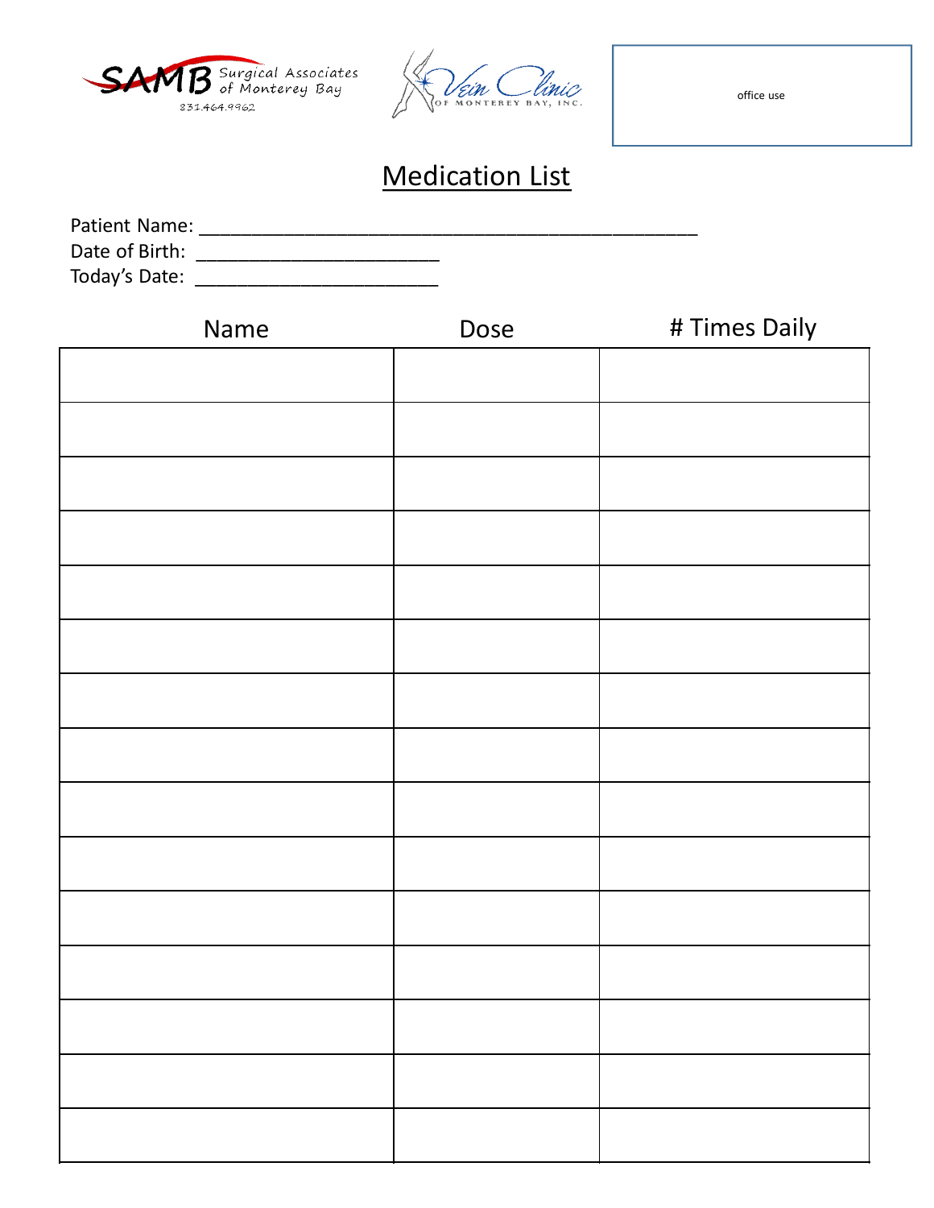SAMB Surgical Associates of Monterey Bay
831.464.9962

Vein Clinic OF MONTEREY BAY, INC.

office use

# Medication List

Patient Name: ______________________________________________

Date of Birth: ______________________

Today's Date: ______________________

| Name | Dose | # Times Daily |
|---|---|---|
| | | |
| | | |
| | | |
| | | |
| | | |
| | | |
| | | |
| | | |
| | | |
| | | |
| | | |
| | | |
| | | |
| | | |
| | | |